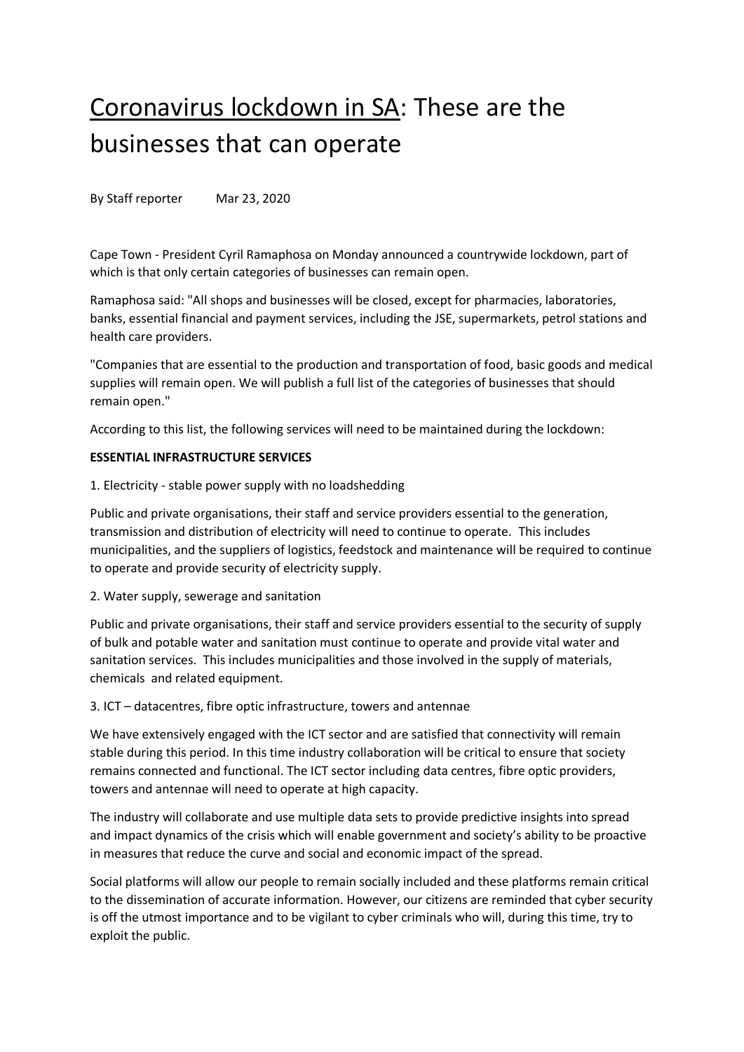# Coronavirus lockdown in SA: These are the businesses that can operate

By Staff reporter Mar 23, 2020

Cape Town - President Cyril Ramaphosa on Monday announced a countrywide lockdown, part of which is that only certain categories of businesses can remain open.

Ramaphosa said: "All shops and businesses will be closed, except for pharmacies, laboratories, banks, essential financial and payment services, including the JSE, supermarkets, petrol stations and health care providers.

"Companies that are essential to the production and transportation of food, basic goods and medical supplies will remain open. We will publish a full list of the categories of businesses that should remain open."

According to this list, the following services will need to be maintained during the lockdown:

**ESSENTIAL INFRASTRUCTURE SERVICES**

1. Electricity - stable power supply with no loadshedding

Public and private organisations, their staff and service providers essential to the generation, transmission and distribution of electricity will need to continue to operate. This includes municipalities, and the suppliers of logistics, feedstock and maintenance will be required to continue to operate and provide security of electricity supply.

2. Water supply, sewerage and sanitation

Public and private organisations, their staff and service providers essential to the security of supply of bulk and potable water and sanitation must continue to operate and provide vital water and sanitation services. This includes municipalities and those involved in the supply of materials, chemicals and related equipment.

3. ICT – datacentres, fibre optic infrastructure, towers and antennae

We have extensively engaged with the ICT sector and are satisfied that connectivity will remain stable during this period. In this time industry collaboration will be critical to ensure that society remains connected and functional. The ICT sector including data centres, fibre optic providers, towers and antennae will need to operate at high capacity.

The industry will collaborate and use multiple data sets to provide predictive insights into spread and impact dynamics of the crisis which will enable government and society's ability to be proactive in measures that reduce the curve and social and economic impact of the spread.

Social platforms will allow our people to remain socially included and these platforms remain critical to the dissemination of accurate information. However, our citizens are reminded that cyber security is off the utmost importance and to be vigilant to cyber criminals who will, during this time, try to exploit the public.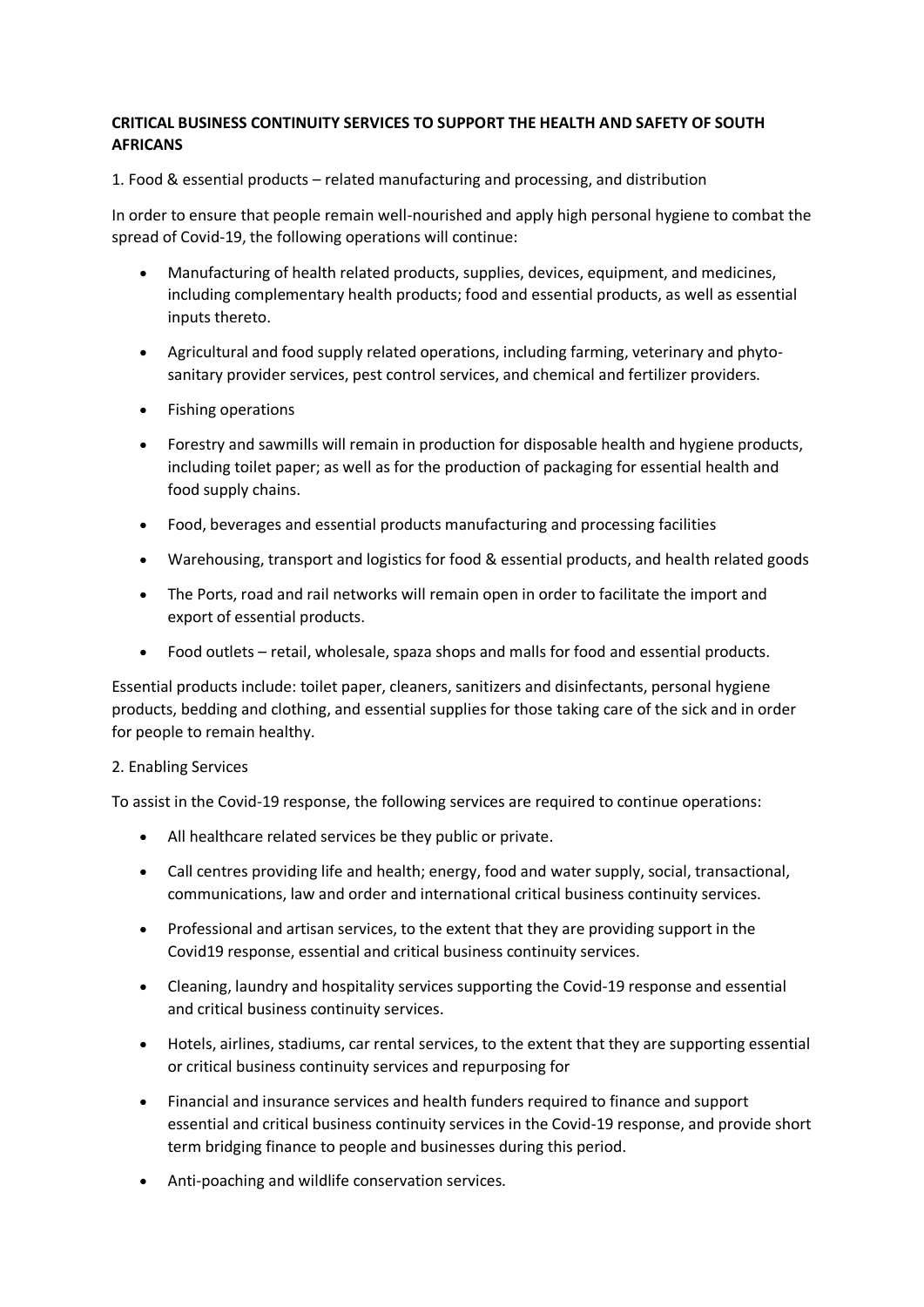**CRITICAL BUSINESS CONTINUITY SERVICES TO SUPPORT THE HEALTH AND SAFETY OF SOUTH AFRICANS**

1. Food & essential products – related manufacturing and processing, and distribution

In order to ensure that people remain well-nourished and apply high personal hygiene to combat the spread of Covid-19, the following operations will continue:

- Manufacturing of health related products, supplies, devices, equipment, and medicines, including complementary health products; food and essential products, as well as essential inputs thereto.
- Agricultural and food supply related operations, including farming, veterinary and phyto-sanitary provider services, pest control services, and chemical and fertilizer providers.
- Fishing operations
- Forestry and sawmills will remain in production for disposable health and hygiene products, including toilet paper; as well as for the production of packaging for essential health and food supply chains.
- Food, beverages and essential products manufacturing and processing facilities
- Warehousing, transport and logistics for food & essential products, and health related goods
- The Ports, road and rail networks will remain open in order to facilitate the import and export of essential products.
- Food outlets – retail, wholesale, spaza shops and malls for food and essential products.

Essential products include: toilet paper, cleaners, sanitizers and disinfectants, personal hygiene products, bedding and clothing, and essential supplies for those taking care of the sick and in order for people to remain healthy.

2. Enabling Services

To assist in the Covid-19 response, the following services are required to continue operations:

- All healthcare related services be they public or private.
- Call centres providing life and health; energy, food and water supply, social, transactional, communications, law and order and international critical business continuity services.
- Professional and artisan services, to the extent that they are providing support in the Covid19 response, essential and critical business continuity services.
- Cleaning, laundry and hospitality services supporting the Covid-19 response and essential and critical business continuity services.
- Hotels, airlines, stadiums, car rental services, to the extent that they are supporting essential or critical business continuity services and repurposing for
- Financial and insurance services and health funders required to finance and support essential and critical business continuity services in the Covid-19 response, and provide short term bridging finance to people and businesses during this period.
- Anti-poaching and wildlife conservation services.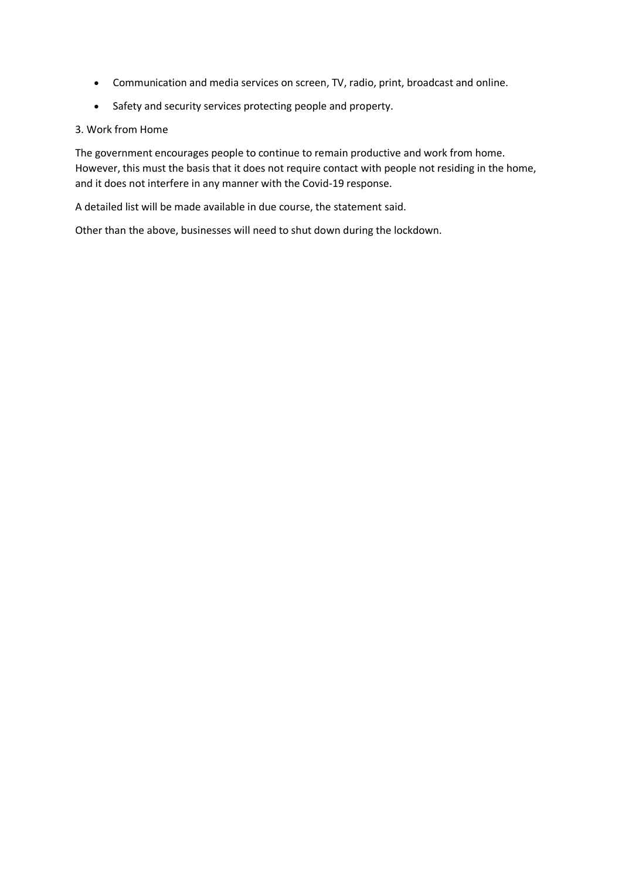- Communication and media services on screen, TV, radio, print, broadcast and online.
- Safety and security services protecting people and property.

3. Work from Home

The government encourages people to continue to remain productive and work from home. However, this must the basis that it does not require contact with people not residing in the home, and it does not interfere in any manner with the Covid-19 response.

A detailed list will be made available in due course, the statement said.

Other than the above, businesses will need to shut down during the lockdown.